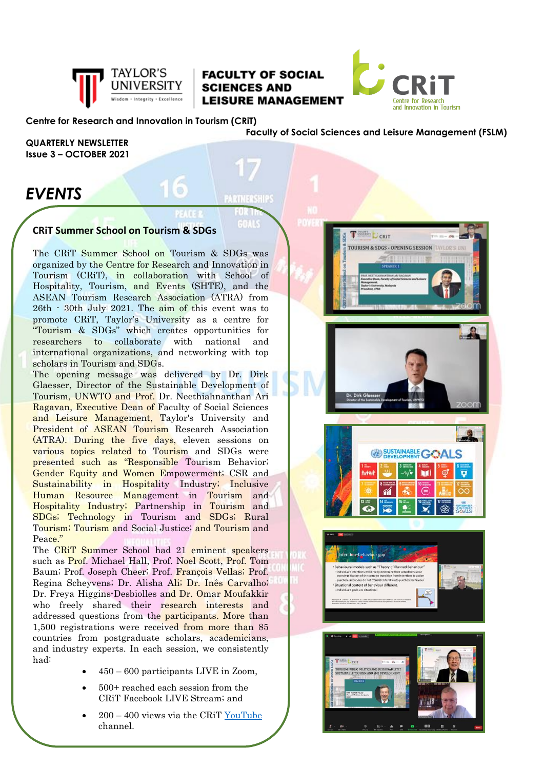Centre for Research and Innovation in Tourism (CRiT)

Faculty of Social Sciences and Leisure Management (FSLM)

**QUARTERLY NEWSLETTER**
**Issue 3 – OCTOBER 2021**

# *EVENTS*

## CRiT Summer School on Tourism & SDGs

The CRiT Summer School on Tourism & SDGs was organized by the Centre for Research and Innovation in Tourism (CRiT), in collaboration with School of Hospitality, Tourism, and Events (SHTE), and the ASEAN Tourism Research Association (ATRA) from 26th - 30th July 2021. The aim of this event was to promote CRiT, Taylor's University as a centre for "Tourism & SDGs" which creates opportunities for researchers to collaborate with national and international organizations, and networking with top scholars in Tourism and SDGs.

The opening message was delivered by Dr. Dirk Glaesser, Director of the Sustainable Development of Tourism, UNWTO and Prof. Dr. Neethiahnanthan Ari Ragavan, Executive Dean of Faculty of Social Sciences and Leisure Management, Taylor's University and President of ASEAN Tourism Research Association (ATRA). During the five days, eleven sessions on various topics related to Tourism and SDGs were presented such as "Responsible Tourism Behavior; Gender Equity and Women Empowerment; CSR and Sustainability in Hospitality Industry; Inclusive Human Resource Management in Tourism and Hospitality Industry; Partnership in Tourism and SDGs; Technology in Tourism and SDGs; Rural Tourism; Tourism and Social Justice; and Tourism and Peace."

The CRiT Summer School had 21 eminent speakers such as Prof. Michael Hall, Prof. Noel Scott, Prof. Tom Baum; Prof. Joseph Cheer; Prof. François Vellas; Prof. Regina Scheyvens; Dr. Alisha Ali; Dr. Inês Carvalho; Dr. Freya Higgins-Desbiolles and Dr. Omar Moufakkir who freely shared their research interests and addressed questions from the participants. More than 1,500 registrations were received from more than 85 countries from postgraduate scholars, academicians, and industry experts. In each session, we consistently had:

- 450 – 600 participants LIVE in Zoom,
- 500+ reached each session from the CRiT Facebook LIVE Stream; and
- 200 – 400 views via the CRiT YouTube channel.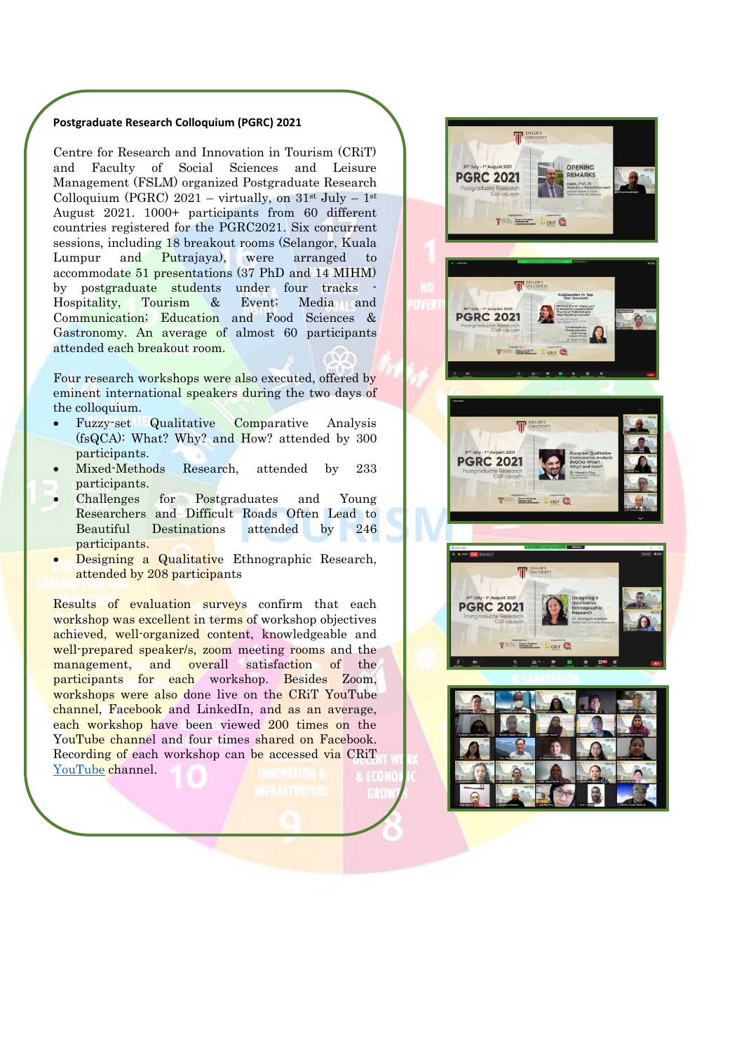**Postgraduate Research Colloquium (PGRC) 2021**

Centre for Research and Innovation in Tourism (CRiT) and Faculty of Social Sciences and Leisure Management (FSLM) organized Postgraduate Research Colloquium (PGRC) 2021 – virtually, on 31st July – 1st August 2021. 1000+ participants from 60 different countries registered for the PGRC2021. Six concurrent sessions, including 18 breakout rooms (Selangor, Kuala Lumpur and Putrajaya), were arranged to accommodate 51 presentations (37 PhD and 14 MIHM) by postgraduate students under four tracks - Hospitality, Tourism & Event; Media and Communication; Education and Food Sciences & Gastronomy. An average of almost 60 participants attended each breakout room.

Four research workshops were also executed, offered by eminent international speakers during the two days of the colloquium.

- Fuzzy-set Qualitative Comparative Analysis (fsQCA): What? Why? and How? attended by 300 participants.
- Mixed-Methods Research, attended by 233 participants.
- Challenges for Postgraduates and Young Researchers and Difficult Roads Often Lead to Beautiful Destinations attended by 246 participants.
- Designing a Qualitative Ethnographic Research, attended by 208 participants

Results of evaluation surveys confirm that each workshop was excellent in terms of workshop objectives achieved, well-organized content, knowledgeable and well-prepared speaker/s, zoom meeting rooms and the management, and overall satisfaction of the participants for each workshop. Besides Zoom, workshops were also done live on the CRiT YouTube channel, Facebook and LinkedIn, and as an average, each workshop have been viewed 200 times on the YouTube channel and four times shared on Facebook. Recording of each workshop can be accessed via CRiT YouTube channel.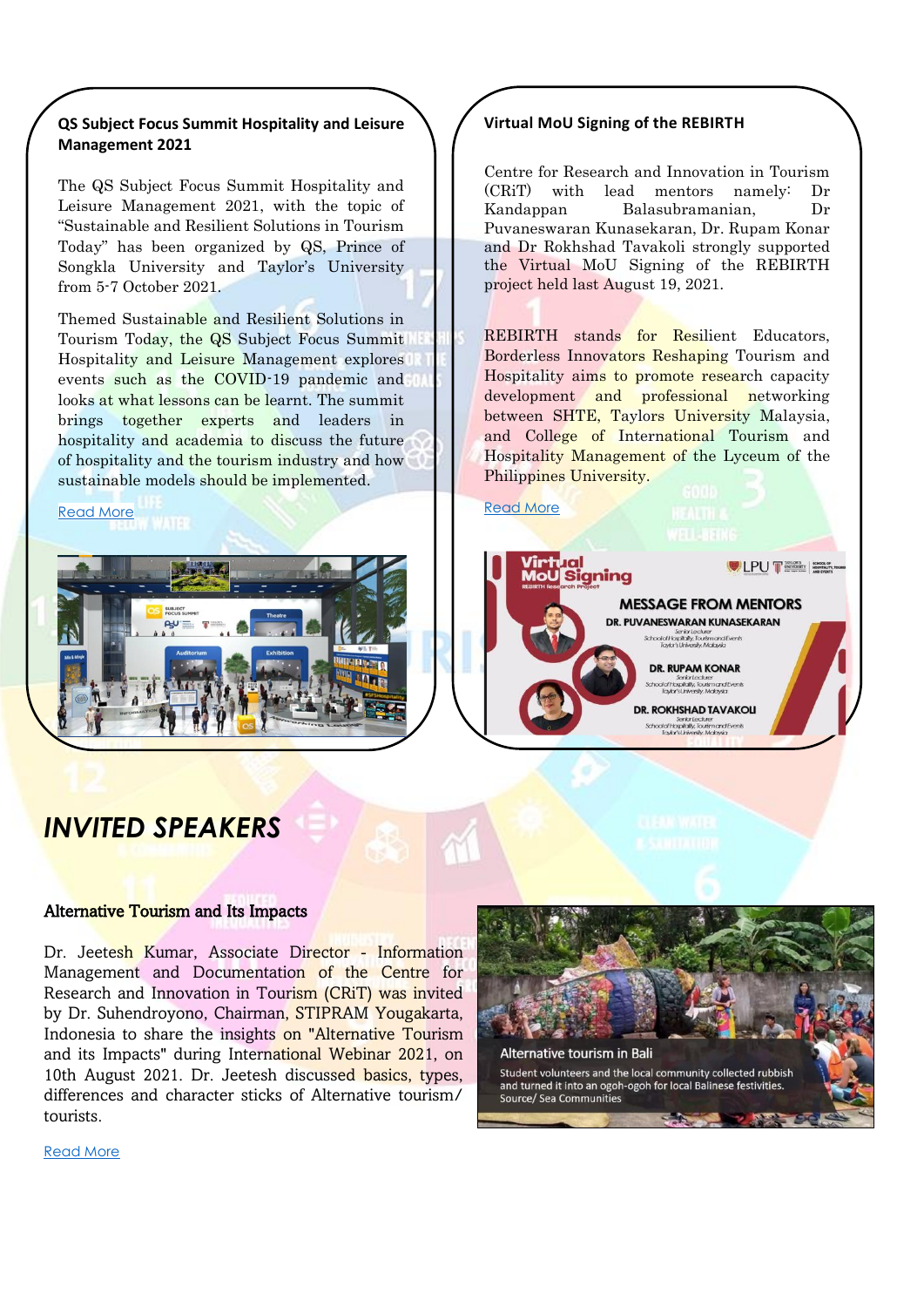### QS Subject Focus Summit Hospitality and Leisure Management 2021

The QS Subject Focus Summit Hospitality and Leisure Management 2021, with the topic of "Sustainable and Resilient Solutions in Tourism Today" has been organized by QS, Prince of Songkla University and Taylor's University from 5-7 October 2021.

Themed Sustainable and Resilient Solutions in Tourism Today, the QS Subject Focus Summit Hospitality and Leisure Management explores events such as the COVID-19 pandemic and looks at what lessons can be learnt. The summit brings together experts and leaders in hospitality and academia to discuss the future of hospitality and the tourism industry and how sustainable models should be implemented.

Read More

### Virtual MoU Signing of the REBIRTH

Centre for Research and Innovation in Tourism (CRiT) with lead mentors namely: Dr Kandappan Balasubramanian, Dr Puvaneswaran Kunasekaran, Dr. Rupam Konar and Dr Rokhshad Tavakoli strongly supported the Virtual MoU Signing of the REBIRTH project held last August 19, 2021.

REBIRTH stands for Resilient Educators, Borderless Innovators Reshaping Tourism and Hospitality aims to promote research capacity development and professional networking between SHTE, Taylors University Malaysia, and College of International Tourism and Hospitality Management of the Lyceum of the Philippines University.

Read More

# *INVITED SPEAKERS*

### Alternative Tourism and Its Impacts

Dr. Jeetesh Kumar, Associate Director - Information Management and Documentation of the Centre for Research and Innovation in Tourism (CRiT) was invited by Dr. Suhendroyono, Chairman, STIPRAM Yougakarta, Indonesia to share the insights on "Alternative Tourism and its Impacts" during International Webinar 2021, on 10th August 2021. Dr. Jeetesh discussed basics, types, differences and character sticks of Alternative tourism/ tourists.

Read More

Alternative tourism in Bali

Student volunteers and the local community collected rubbish and turned it into an ogoh-ogoh for local Balinese festivities. Source/ Sea Communities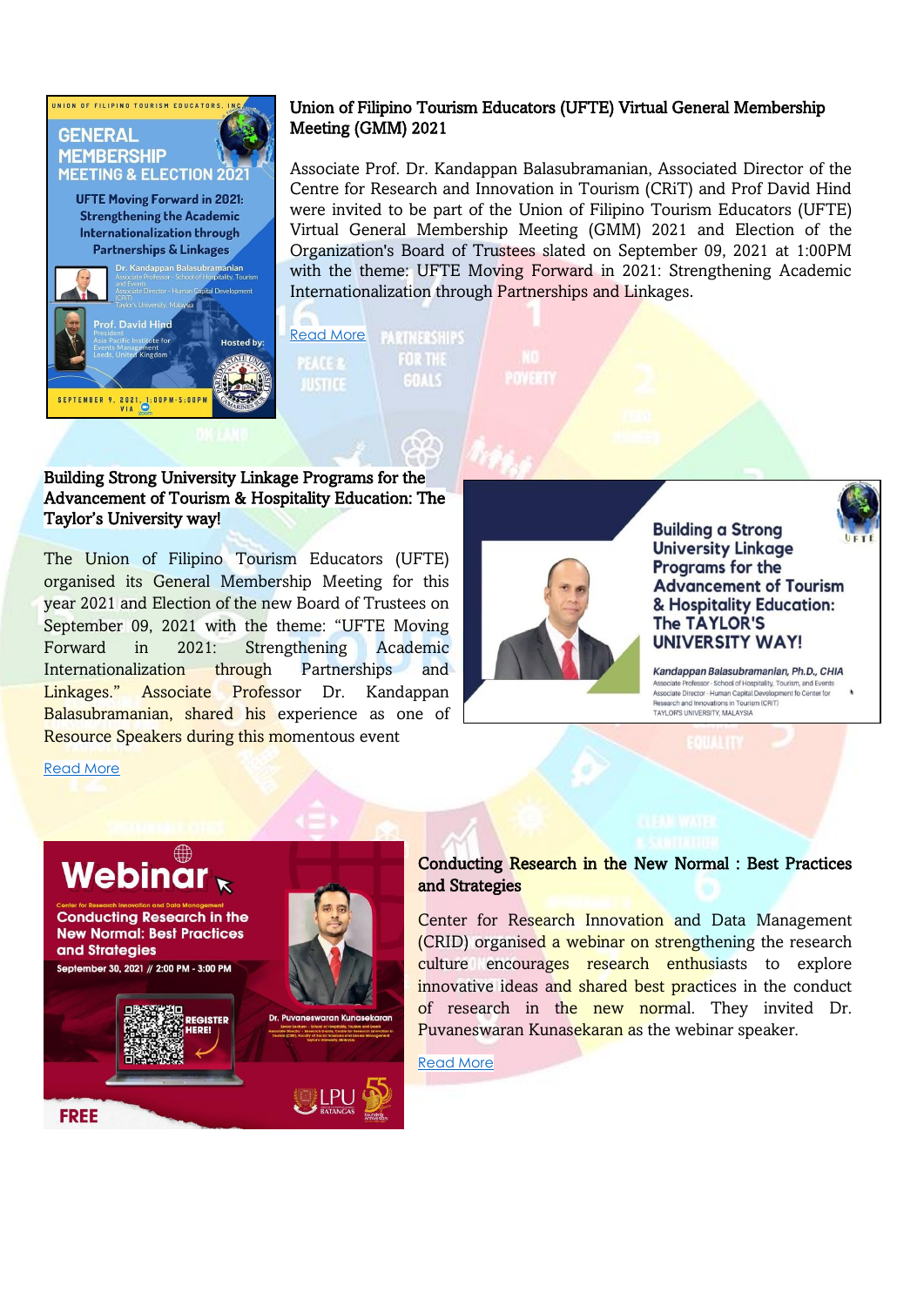## Union of Filipino Tourism Educators (UFTE) Virtual General Membership Meeting (GMM) 2021

Associate Prof. Dr. Kandappan Balasubramanian, Associated Director of the Centre for Research and Innovation in Tourism (CRiT) and Prof David Hind were invited to be part of the Union of Filipino Tourism Educators (UFTE) Virtual General Membership Meeting (GMM) 2021 and Election of the Organization's Board of Trustees slated on September 09, 2021 at 1:00PM with the theme: UFTE Moving Forward in 2021: Strengthening Academic Internationalization through Partnerships and Linkages.

Read More

## Building Strong University Linkage Programs for the Advancement of Tourism & Hospitality Education: The Taylor's University way!

The Union of Filipino Tourism Educators (UFTE) organised its General Membership Meeting for this year 2021 and Election of the new Board of Trustees on September 09, 2021 with the theme: "UFTE Moving Forward in 2021: Strengthening Academic Internationalization through Partnerships and Linkages." Associate Professor Dr. Kandappan Balasubramanian, shared his experience as one of Resource Speakers during this momentous event

Read More

## Conducting Research in the New Normal : Best Practices and Strategies

Center for Research Innovation and Data Management (CRID) organised a webinar on strengthening the research culture encourages research enthusiasts to explore innovative ideas and shared best practices in the conduct of research in the new normal. They invited Dr. Puvaneswaran Kunasekaran as the webinar speaker.

Read More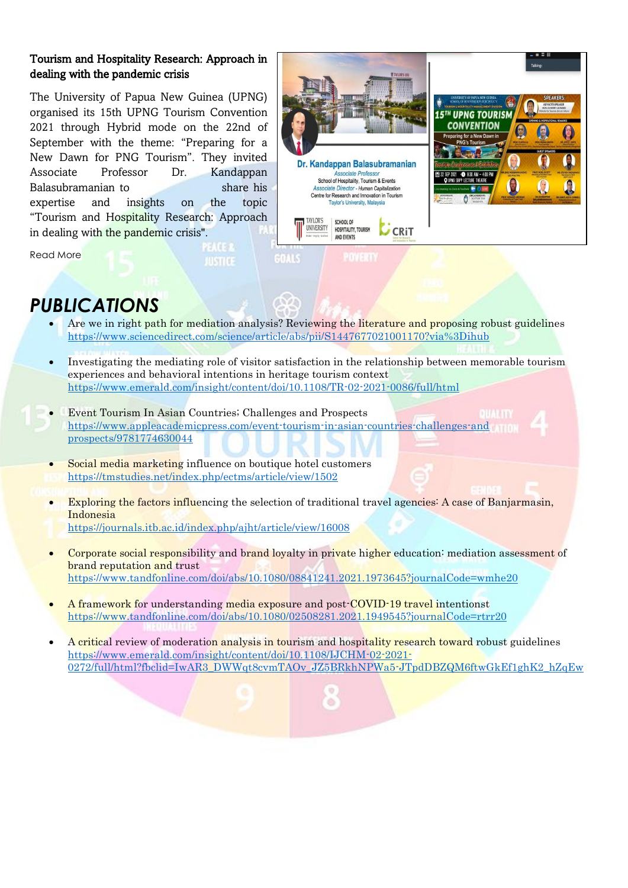### Tourism and Hospitality Research: Approach in dealing with the pandemic crisis

The University of Papua New Guinea (UPNG) organised its 15th UPNG Tourism Convention 2021 through Hybrid mode on the 22nd of September with the theme: "Preparing for a New Dawn for PNG Tourism". They invited Associate Professor Dr. Kandappan Balasubramanian to share his expertise and insights on the topic "Tourism and Hospitality Research: Approach in dealing with the pandemic crisis".

Read More

## *PUBLICATIONS*

- Are we in right path for mediation analysis? Reviewing the literature and proposing robust guidelines
  https://www.sciencedirect.com/science/article/abs/pii/S1447677021001170?via%3Dihub

- Investigating the mediating role of visitor satisfaction in the relationship between memorable tourism experiences and behavioral intentions in heritage tourism context
  https://www.emerald.com/insight/content/doi/10.1108/TR-02-2021-0086/full/html

- Event Tourism In Asian Countries; Challenges and Prospects
  https://www.appleacademicpress.com/event-tourism-in-asian-countries-challenges-and-prospects/9781774630044

- Social media marketing influence on boutique hotel customers
  https://tmstudies.net/index.php/ectms/article/view/1502

- Exploring the factors influencing the selection of traditional travel agencies: A case of Banjarmasin, Indonesia
  https://journals.itb.ac.id/index.php/ajht/article/view/16008

- Corporate social responsibility and brand loyalty in private higher education: mediation assessment of brand reputation and trust
  https://www.tandfonline.com/doi/abs/10.1080/08841241.2021.1973645?journalCode=wmhe20

- A framework for understanding media exposure and post-COVID-19 travel intentionst
  https://www.tandfonline.com/doi/abs/10.1080/02508281.2021.1949545?journalCode=rtrr20

- A critical review of moderation analysis in tourism and hospitality research toward robust guidelines
  https://www.emerald.com/insight/content/doi/10.1108/IJCHM-02-2021-0272/full/html?fbclid=IwAR3_DWWqt8cvmTAOv_JZ5BRkhNPWa5-JTpdDBZQM6ftwGkEf1ghK2_hZqEw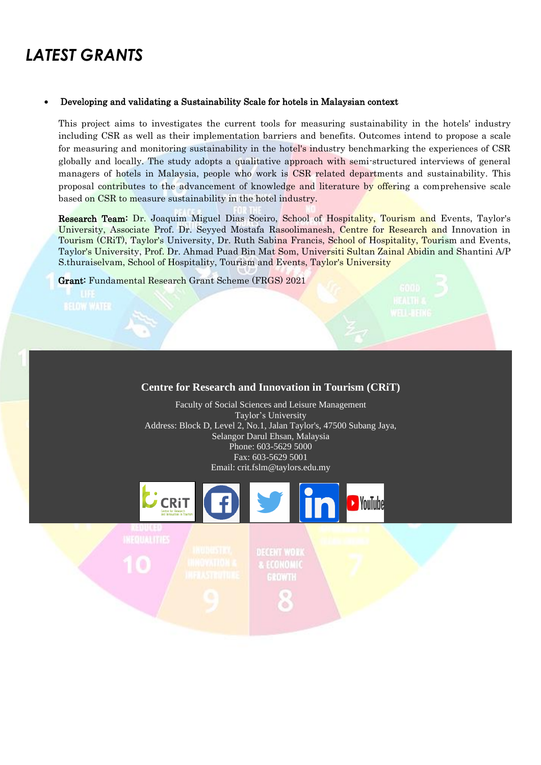# *LATEST GRANTS*

- **Developing and validating a Sustainability Scale for hotels in Malaysian context**

This project aims to investigates the current tools for measuring sustainability in the hotels' industry including CSR as well as their implementation barriers and benefits. Outcomes intend to propose a scale for measuring and monitoring sustainability in the hotel's industry benchmarking the experiences of CSR globally and locally. The study adopts a qualitative approach with semi-structured interviews of general managers of hotels in Malaysia, people who work is CSR related departments and sustainability. This proposal contributes to the advancement of knowledge and literature by offering a comprehensive scale based on CSR to measure sustainability in the hotel industry.

**Research Team:** Dr. Joaquim Miguel Dias Soeiro, School of Hospitality, Tourism and Events, Taylor's University, Associate Prof. Dr. Seyyed Mostafa Rasoolimanesh, Centre for Research and Innovation in Tourism (CRiT), Taylor's University, Dr. Ruth Sabina Francis, School of Hospitality, Tourism and Events, Taylor's University, Prof. Dr. Ahmad Puad Bin Mat Som, Universiti Sultan Zainal Abidin and Shantini A/P S.thuraiselvam, School of Hospitality, Tourism and Events, Taylor's University

**Grant:** Fundamental Research Grant Scheme (FRGS) 2021

**Centre for Research and Innovation in Tourism (CRiT)**

Faculty of Social Sciences and Leisure Management
Taylor's University
Address: Block D, Level 2, No.1, Jalan Taylor's, 47500 Subang Jaya,
Selangor Darul Ehsan, Malaysia
Phone: 603-5629 5000
Fax: 603-5629 5001
Email: crit.fslm@taylors.edu.my